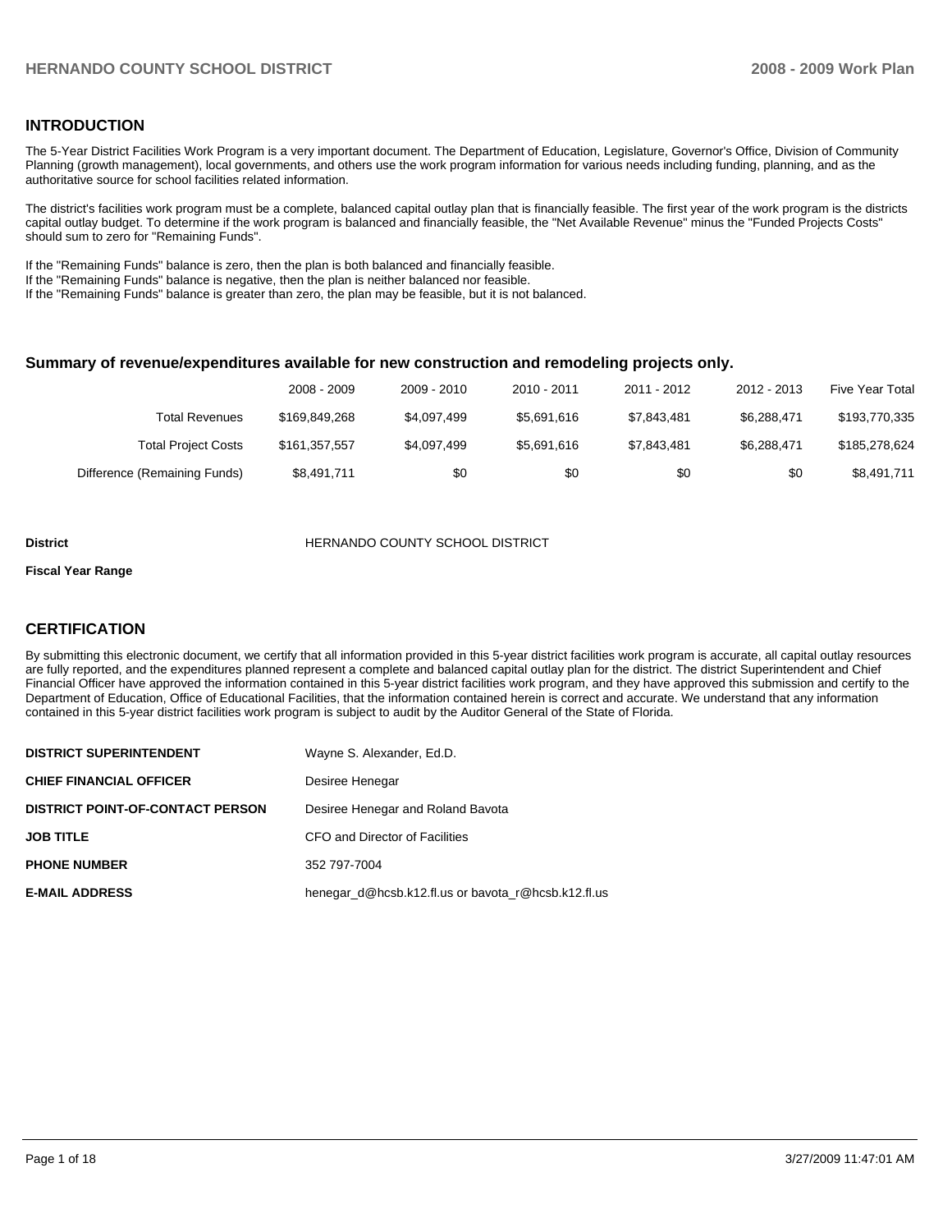## INTRODUCTION

The 5-Year District Facilities Work Program is a very important document. The Department of Education, Legislature, Governor's Office, Division of Community Planning (growth management), local governments, and others use the work program information for various needs including funding, planning, and as the authoritative source for school facilities related information.

The district's facilities work program must be a complete, balanced capital outlay plan that is financially feasible. The first year of the work program is the districts capital outlay budget. To determine if the work program is balanced and financially feasible, the "Net Available Revenue" minus the "Funded Projects Costs" should sum to zero for "Remaining Funds".

If the "Remaining Funds" balance is zero, then the plan is both balanced and financially feasible.
If the "Remaining Funds" balance is negative, then the plan is neither balanced nor feasible.
If the "Remaining Funds" balance is greater than zero, the plan may be feasible, but it is not balanced.

### Summary of revenue/expenditures available for new construction and remodeling projects only.

| | 2008 - 2009 | 2009 - 2010 | 2010 - 2011 | 2011 - 2012 | 2012 - 2013 | Five Year Total |
|---|---|---|---|---|---|---|
| Total Revenues | $169,849,268 | $4,097,499 | $5,691,616 | $7,843,481 | $6,288,471 | $193,770,335 |
| Total Project Costs | $161,357,557 | $4,097,499 | $5,691,616 | $7,843,481 | $6,288,471 | $185,278,624 |
| Difference (Remaining Funds) | $8,491,711 | $0 | $0 | $0 | $0 | $8,491,711 |

**District** HERNANDO COUNTY SCHOOL DISTRICT

**Fiscal Year Range**

## CERTIFICATION

By submitting this electronic document, we certify that all information provided in this 5-year district facilities work program is accurate, all capital outlay resources are fully reported, and the expenditures planned represent a complete and balanced capital outlay plan for the district. The district Superintendent and Chief Financial Officer have approved the information contained in this 5-year district facilities work program, and they have approved this submission and certify to the Department of Education, Office of Educational Facilities, that the information contained herein is correct and accurate. We understand that any information contained in this 5-year district facilities work program is subject to audit by the Auditor General of the State of Florida.

| | |
|---|---|
| **DISTRICT SUPERINTENDENT** | Wayne S. Alexander, Ed.D. |
| **CHIEF FINANCIAL OFFICER** | Desiree Henegar |
| **DISTRICT POINT-OF-CONTACT PERSON** | Desiree Henegar and Roland Bavota |
| **JOB TITLE** | CFO and Director of Facilities |
| **PHONE NUMBER** | 352 797-7004 |
| **E-MAIL ADDRESS** | henegar_d@hcsb.k12.fl.us or bavota_r@hcsb.k12.fl.us |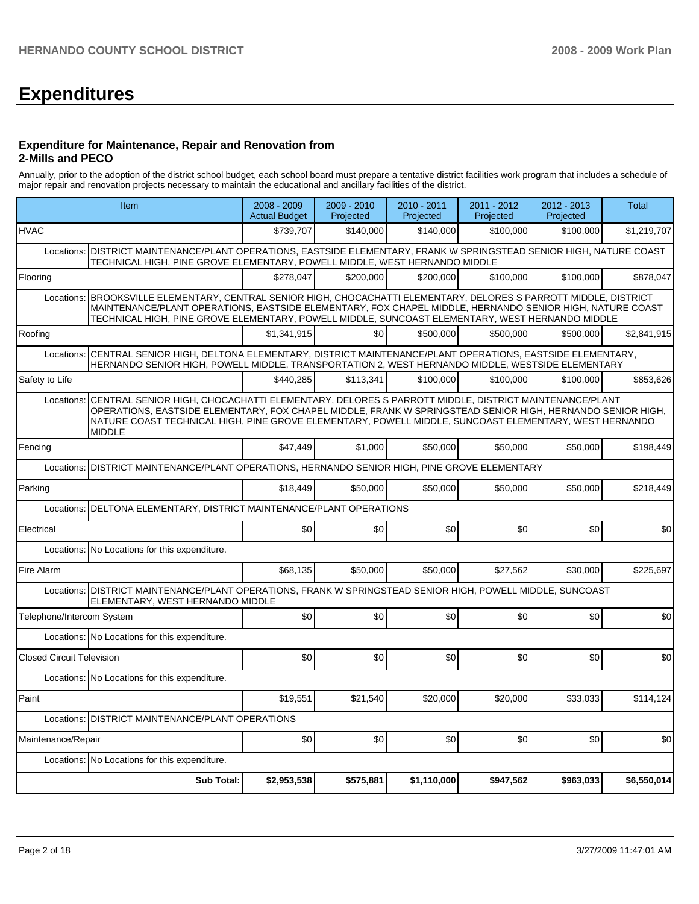# Expenditures

### Expenditure for Maintenance, Repair and Renovation from 2-Mills and PECO

Annually, prior to the adoption of the district school budget, each school board must prepare a tentative district facilities work program that includes a schedule of major repair and renovation projects necessary to maintain the educational and ancillary facilities of the district.

| Item | | 2008 - 2009 Actual Budget | 2009 - 2010 Projected | 2010 - 2011 Projected | 2011 - 2012 Projected | 2012 - 2013 Projected | Total |
|---|---|---|---|---|---|---|---|
| HVAC | | $739,707 | $140,000 | $140,000 | $100,000 | $100,000 | $1,219,707 |
| Locations: | DISTRICT MAINTENANCE/PLANT OPERATIONS, EASTSIDE ELEMENTARY, FRANK W SPRINGSTEAD SENIOR HIGH, NATURE COAST TECHNICAL HIGH, PINE GROVE ELEMENTARY, POWELL MIDDLE, WEST HERNANDO MIDDLE | | | | | | |
| Flooring | | $278,047 | $200,000 | $200,000 | $100,000 | $100,000 | $878,047 |
| Locations: | BROOKSVILLE ELEMENTARY, CENTRAL SENIOR HIGH, CHOCACHATTI ELEMENTARY, DELORES S PARROTT MIDDLE, DISTRICT MAINTENANCE/PLANT OPERATIONS, EASTSIDE ELEMENTARY, FOX CHAPEL MIDDLE, HERNANDO SENIOR HIGH, NATURE COAST TECHNICAL HIGH, PINE GROVE ELEMENTARY, POWELL MIDDLE, SUNCOAST ELEMENTARY, WEST HERNANDO MIDDLE | | | | | | |
| Roofing | | $1,341,915 | $0 | $500,000 | $500,000 | $500,000 | $2,841,915 |
| Locations: | CENTRAL SENIOR HIGH, DELTONA ELEMENTARY, DISTRICT MAINTENANCE/PLANT OPERATIONS, EASTSIDE ELEMENTARY, HERNANDO SENIOR HIGH, POWELL MIDDLE, TRANSPORTATION 2, WEST HERNANDO MIDDLE, WESTSIDE ELEMENTARY | | | | | | |
| Safety to Life | | $440,285 | $113,341 | $100,000 | $100,000 | $100,000 | $853,626 |
| Locations: | CENTRAL SENIOR HIGH, CHOCACHATTI ELEMENTARY, DELORES S PARROTT MIDDLE, DISTRICT MAINTENANCE/PLANT OPERATIONS, EASTSIDE ELEMENTARY, FOX CHAPEL MIDDLE, FRANK W SPRINGSTEAD SENIOR HIGH, HERNANDO SENIOR HIGH, NATURE COAST TECHNICAL HIGH, PINE GROVE ELEMENTARY, POWELL MIDDLE, SUNCOAST ELEMENTARY, WEST HERNANDO MIDDLE | | | | | | |
| Fencing | | $47,449 | $1,000 | $50,000 | $50,000 | $50,000 | $198,449 |
| Locations: | DISTRICT MAINTENANCE/PLANT OPERATIONS, HERNANDO SENIOR HIGH, PINE GROVE ELEMENTARY | | | | | | |
| Parking | | $18,449 | $50,000 | $50,000 | $50,000 | $50,000 | $218,449 |
| Locations: | DELTONA ELEMENTARY, DISTRICT MAINTENANCE/PLANT OPERATIONS | | | | | | |
| Electrical | | $0 | $0 | $0 | $0 | $0 | $0 |
| Locations: | No Locations for this expenditure. | | | | | | |
| Fire Alarm | | $68,135 | $50,000 | $50,000 | $27,562 | $30,000 | $225,697 |
| Locations: | DISTRICT MAINTENANCE/PLANT OPERATIONS, FRANK W SPRINGSTEAD SENIOR HIGH, POWELL MIDDLE, SUNCOAST ELEMENTARY, WEST HERNANDO MIDDLE | | | | | | |
| Telephone/Intercom System | | $0 | $0 | $0 | $0 | $0 | $0 |
| Locations: | No Locations for this expenditure. | | | | | | |
| Closed Circuit Television | | $0 | $0 | $0 | $0 | $0 | $0 |
| Locations: | No Locations for this expenditure. | | | | | | |
| Paint | | $19,551 | $21,540 | $20,000 | $20,000 | $33,033 | $114,124 |
| Locations: | DISTRICT MAINTENANCE/PLANT OPERATIONS | | | | | | |
| Maintenance/Repair | | $0 | $0 | $0 | $0 | $0 | $0 |
| Locations: | No Locations for this expenditure. | | | | | | |
| | **Sub Total:** | **$2,953,538** | **$575,881** | **$1,110,000** | **$947,562** | **$963,033** | **$6,550,014** |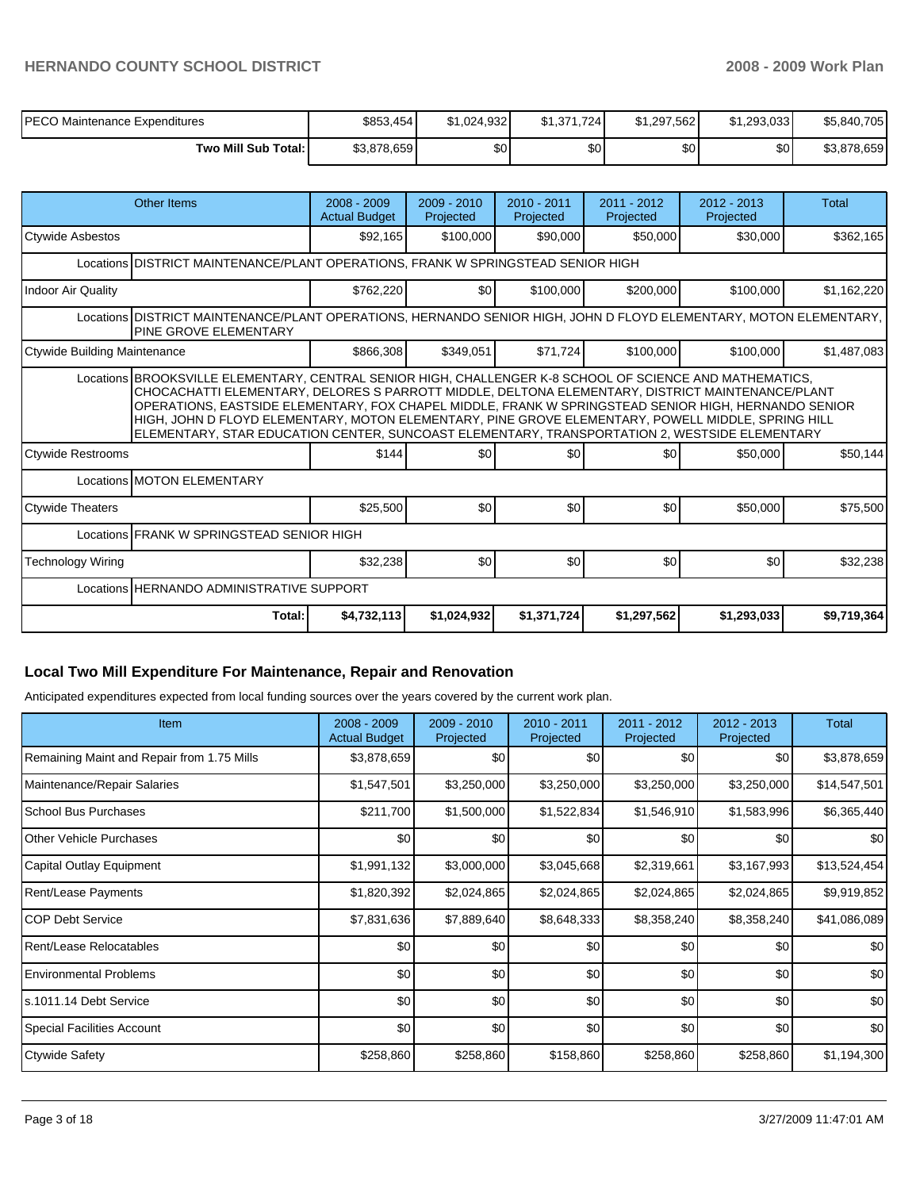| | | | | | |
|---|---|---|---|---|---|
| PECO Maintenance Expenditures | $853,454 | $1,024,932 | $1,371,724 | $1,297,562 | $1,293,033 | $5,840,705 |
| **Two Mill Sub Total:** | $3,878,659 | $0 | $0 | $0 | $0 | $3,878,659 |

| Other Items | 2008 - 2009 Actual Budget | 2009 - 2010 Projected | 2010 - 2011 Projected | 2011 - 2012 Projected | 2012 - 2013 Projected | Total |
|---|---|---|---|---|---|---|
| Ctywide Asbestos | $92,165 | $100,000 | $90,000 | $50,000 | $30,000 | $362,165 |
| Locations DISTRICT MAINTENANCE/PLANT OPERATIONS, FRANK W SPRINGSTEAD SENIOR HIGH | | | | | | |
| Indoor Air Quality | $762,220 | $0 | $100,000 | $200,000 | $100,000 | $1,162,220 |
| Locations DISTRICT MAINTENANCE/PLANT OPERATIONS, HERNANDO SENIOR HIGH, JOHN D FLOYD ELEMENTARY, MOTON ELEMENTARY, PINE GROVE ELEMENTARY | | | | | | |
| Ctywide Building Maintenance | $866,308 | $349,051 | $71,724 | $100,000 | $100,000 | $1,487,083 |
| Locations BROOKSVILLE ELEMENTARY, CENTRAL SENIOR HIGH, CHALLENGER K-8 SCHOOL OF SCIENCE AND MATHEMATICS, CHOCACHATTI ELEMENTARY, DELORES S PARROTT MIDDLE, DELTONA ELEMENTARY, DISTRICT MAINTENANCE/PLANT OPERATIONS, EASTSIDE ELEMENTARY, FOX CHAPEL MIDDLE, FRANK W SPRINGSTEAD SENIOR HIGH, HERNANDO SENIOR HIGH, JOHN D FLOYD ELEMENTARY, MOTON ELEMENTARY, PINE GROVE ELEMENTARY, POWELL MIDDLE, SPRING HILL ELEMENTARY, STAR EDUCATION CENTER, SUNCOAST ELEMENTARY, TRANSPORTATION 2, WESTSIDE ELEMENTARY | | | | | | |
| Ctywide Restrooms | $144 | $0 | $0 | $0 | $50,000 | $50,144 |
| Locations MOTON ELEMENTARY | | | | | | |
| Ctywide Theaters | $25,500 | $0 | $0 | $0 | $50,000 | $75,500 |
| Locations FRANK W SPRINGSTEAD SENIOR HIGH | | | | | | |
| Technology Wiring | $32,238 | $0 | $0 | $0 | $0 | $32,238 |
| Locations HERNANDO ADMINISTRATIVE SUPPORT | | | | | | |
| **Total:** | **$4,732,113** | **$1,024,932** | **$1,371,724** | **$1,297,562** | **$1,293,033** | **$9,719,364** |

## Local Two Mill Expenditure For Maintenance, Repair and Renovation

Anticipated expenditures expected from local funding sources over the years covered by the current work plan.

| Item | 2008 - 2009 Actual Budget | 2009 - 2010 Projected | 2010 - 2011 Projected | 2011 - 2012 Projected | 2012 - 2013 Projected | Total |
|---|---|---|---|---|---|---|
| Remaining Maint and Repair from 1.75 Mills | $3,878,659 | $0 | $0 | $0 | $0 | $3,878,659 |
| Maintenance/Repair Salaries | $1,547,501 | $3,250,000 | $3,250,000 | $3,250,000 | $3,250,000 | $14,547,501 |
| School Bus Purchases | $211,700 | $1,500,000 | $1,522,834 | $1,546,910 | $1,583,996 | $6,365,440 |
| Other Vehicle Purchases | $0 | $0 | $0 | $0 | $0 | $0 |
| Capital Outlay Equipment | $1,991,132 | $3,000,000 | $3,045,668 | $2,319,661 | $3,167,993 | $13,524,454 |
| Rent/Lease Payments | $1,820,392 | $2,024,865 | $2,024,865 | $2,024,865 | $2,024,865 | $9,919,852 |
| COP Debt Service | $7,831,636 | $7,889,640 | $8,648,333 | $8,358,240 | $8,358,240 | $41,086,089 |
| Rent/Lease Relocatables | $0 | $0 | $0 | $0 | $0 | $0 |
| Environmental Problems | $0 | $0 | $0 | $0 | $0 | $0 |
| s.1011.14 Debt Service | $0 | $0 | $0 | $0 | $0 | $0 |
| Special Facilities Account | $0 | $0 | $0 | $0 | $0 | $0 |
| Ctywide Safety | $258,860 | $258,860 | $158,860 | $258,860 | $258,860 | $1,194,300 |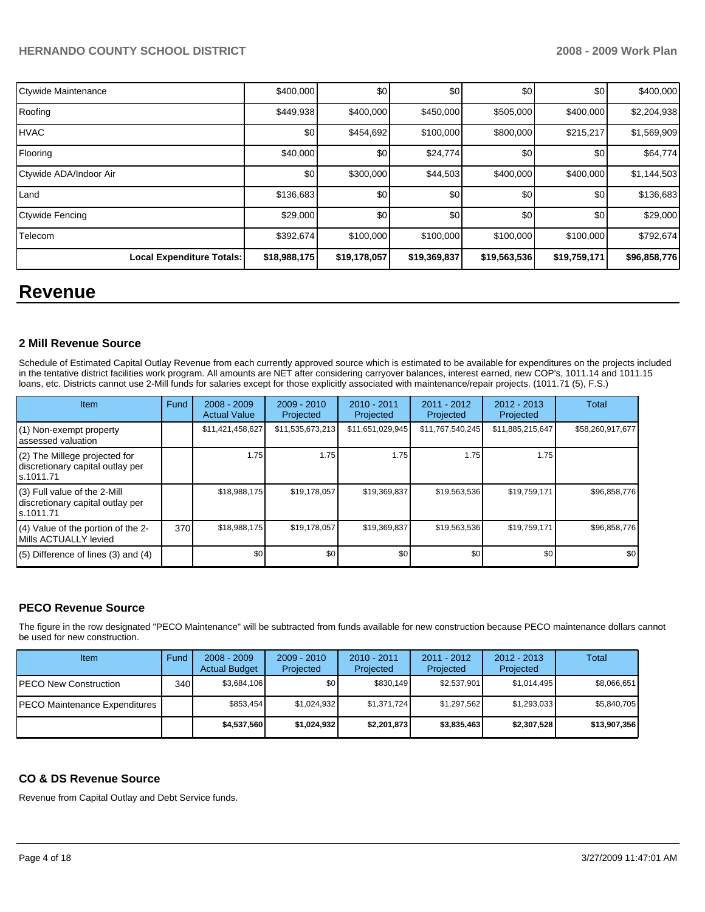| Ctywide Maintenance | $400,000 | $0 | $0 | $0 | $0 | $400,000 |
|---|---|---|---|---|---|---|
| Roofing | $449,938 | $400,000 | $450,000 | $505,000 | $400,000 | $2,204,938 |
| HVAC | $0 | $454,692 | $100,000 | $800,000 | $215,217 | $1,569,909 |
| Flooring | $40,000 | $0 | $24,774 | $0 | $0 | $64,774 |
| Ctywide ADA/Indoor Air | $0 | $300,000 | $44,503 | $400,000 | $400,000 | $1,144,503 |
| Land | $136,683 | $0 | $0 | $0 | $0 | $136,683 |
| Ctywide Fencing | $29,000 | $0 | $0 | $0 | $0 | $29,000 |
| Telecom | $392,674 | $100,000 | $100,000 | $100,000 | $100,000 | $792,674 |
| **Local Expenditure Totals:** | **$18,988,175** | **$19,178,057** | **$19,369,837** | **$19,563,536** | **$19,759,171** | **$96,858,776** |

# Revenue

### 2 Mill Revenue Source

Schedule of Estimated Capital Outlay Revenue from each currently approved source which is estimated to be available for expenditures on the projects included in the tentative district facilities work program. All amounts are NET after considering carryover balances, interest earned, new COP's, 1011.14 and 1011.15 loans, etc. Districts cannot use 2-Mill funds for salaries except for those explicitly associated with maintenance/repair projects. (1011.71 (5), F.S.)

| Item | Fund | 2008 - 2009 Actual Value | 2009 - 2010 Projected | 2010 - 2011 Projected | 2011 - 2012 Projected | 2012 - 2013 Projected | Total |
|---|---|---|---|---|---|---|---|
| (1) Non-exempt property assessed valuation | | $11,421,458,627 | $11,535,673,213 | $11,651,029,945 | $11,767,540,245 | $11,885,215,647 | $58,260,917,677 |
| (2) The Millege projected for discretionary capital outlay per s.1011.71 | | 1.75 | 1.75 | 1.75 | 1.75 | 1.75 | |
| (3) Full value of the 2-Mill discretionary capital outlay per s.1011.71 | | $18,988,175 | $19,178,057 | $19,369,837 | $19,563,536 | $19,759,171 | $96,858,776 |
| (4) Value of the portion of the 2-Mills ACTUALLY levied | 370 | $18,988,175 | $19,178,057 | $19,369,837 | $19,563,536 | $19,759,171 | $96,858,776 |
| (5) Difference of lines (3) and (4) | | $0 | $0 | $0 | $0 | $0 | $0 |

### PECO Revenue Source

The figure in the row designated "PECO Maintenance" will be subtracted from funds available for new construction because PECO maintenance dollars cannot be used for new construction.

| Item | Fund | 2008 - 2009 Actual Budget | 2009 - 2010 Projected | 2010 - 2011 Projected | 2011 - 2012 Projected | 2012 - 2013 Projected | Total |
|---|---|---|---|---|---|---|---|
| PECO New Construction | 340 | $3,684,106 | $0 | $830,149 | $2,537,901 | $1,014,495 | $8,066,651 |
| PECO Maintenance Expenditures | | $853,454 | $1,024,932 | $1,371,724 | $1,297,562 | $1,293,033 | $5,840,705 |
| | | **$4,537,560** | **$1,024,932** | **$2,201,873** | **$3,835,463** | **$2,307,528** | **$13,907,356** |

### CO & DS Revenue Source

Revenue from Capital Outlay and Debt Service funds.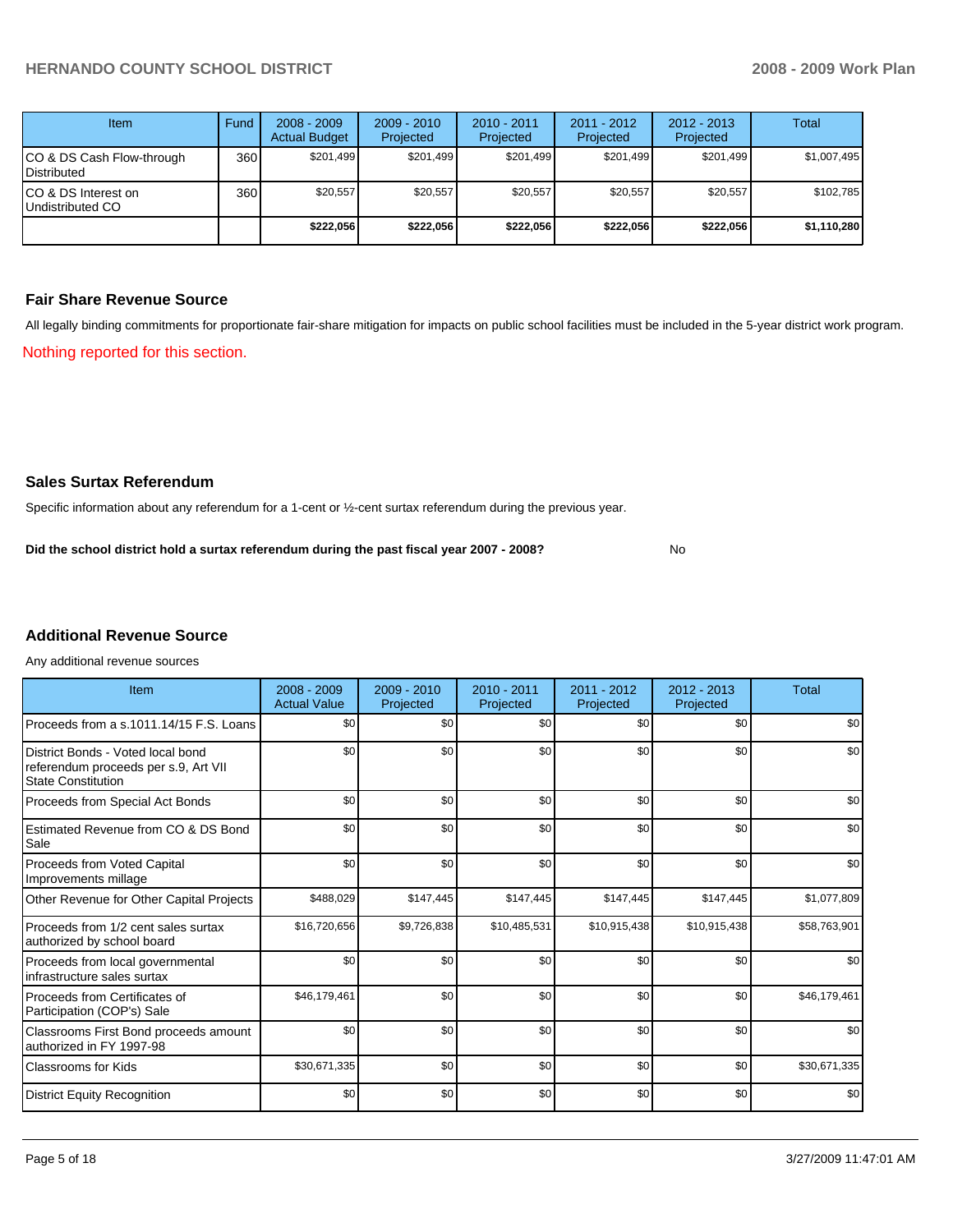| Item | Fund | 2008 - 2009 Actual Budget | 2009 - 2010 Projected | 2010 - 2011 Projected | 2011 - 2012 Projected | 2012 - 2013 Projected | Total |
|---|---|---|---|---|---|---|---|
| CO & DS Cash Flow-through Distributed | 360 | $201,499 | $201,499 | $201,499 | $201,499 | $201,499 | $1,007,495 |
| CO & DS Interest on Undistributed CO | 360 | $20,557 | $20,557 | $20,557 | $20,557 | $20,557 | $102,785 |
| | | **$222,056** | **$222,056** | **$222,056** | **$222,056** | **$222,056** | **$1,110,280** |

## Fair Share Revenue Source

All legally binding commitments for proportionate fair-share mitigation for impacts on public school facilities must be included in the 5-year district work program.

Nothing reported for this section.

## Sales Surtax Referendum

Specific information about any referendum for a 1-cent or ½-cent surtax referendum during the previous year.

**Did the school district hold a surtax referendum during the past fiscal year 2007 - 2008?** No

## Additional Revenue Source

Any additional revenue sources

| Item | 2008 - 2009 Actual Value | 2009 - 2010 Projected | 2010 - 2011 Projected | 2011 - 2012 Projected | 2012 - 2013 Projected | Total |
|---|---|---|---|---|---|---|
| Proceeds from a s.1011.14/15 F.S. Loans | $0 | $0 | $0 | $0 | $0 | $0 |
| District Bonds - Voted local bond referendum proceeds per s.9, Art VII State Constitution | $0 | $0 | $0 | $0 | $0 | $0 |
| Proceeds from Special Act Bonds | $0 | $0 | $0 | $0 | $0 | $0 |
| Estimated Revenue from CO & DS Bond Sale | $0 | $0 | $0 | $0 | $0 | $0 |
| Proceeds from Voted Capital Improvements millage | $0 | $0 | $0 | $0 | $0 | $0 |
| Other Revenue for Other Capital Projects | $488,029 | $147,445 | $147,445 | $147,445 | $147,445 | $1,077,809 |
| Proceeds from 1/2 cent sales surtax authorized by school board | $16,720,656 | $9,726,838 | $10,485,531 | $10,915,438 | $10,915,438 | $58,763,901 |
| Proceeds from local governmental infrastructure sales surtax | $0 | $0 | $0 | $0 | $0 | $0 |
| Proceeds from Certificates of Participation (COP's) Sale | $46,179,461 | $0 | $0 | $0 | $0 | $46,179,461 |
| Classrooms First Bond proceeds amount authorized in FY 1997-98 | $0 | $0 | $0 | $0 | $0 | $0 |
| Classrooms for Kids | $30,671,335 | $0 | $0 | $0 | $0 | $30,671,335 |
| District Equity Recognition | $0 | $0 | $0 | $0 | $0 | $0 |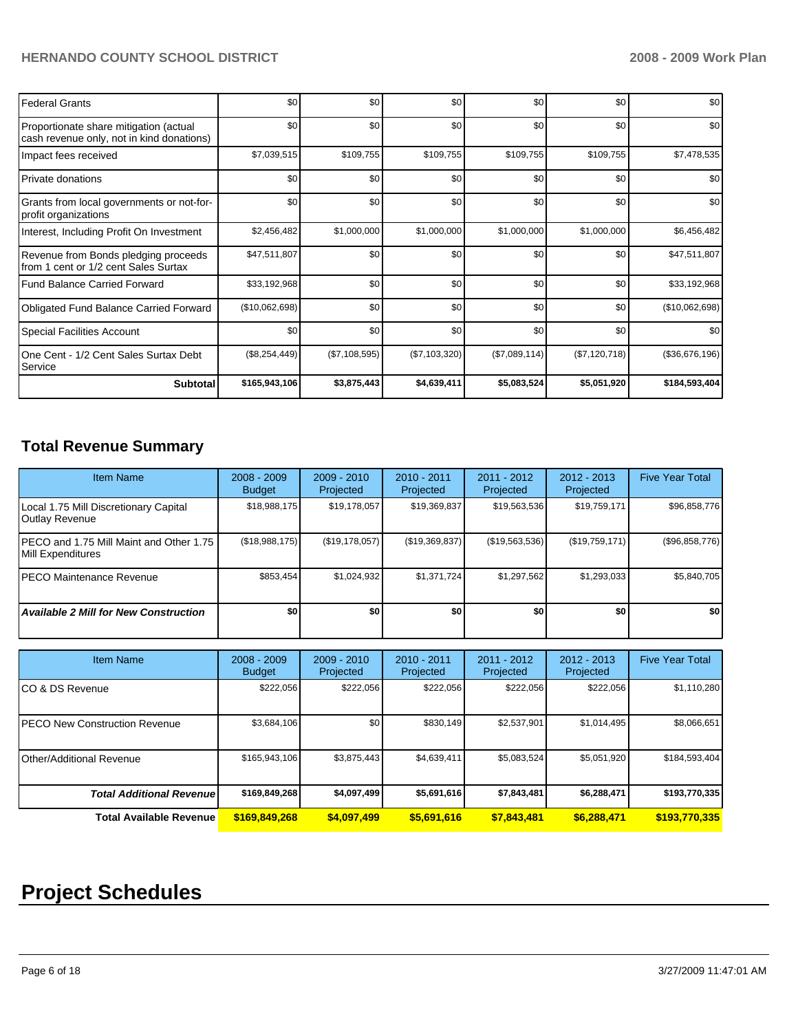| | | | | | | |
|---|---|---|---|---|---|---|
| Federal Grants | $0 | $0 | $0 | $0 | $0 | $0 |
| Proportionate share mitigation (actual cash revenue only, not in kind donations) | $0 | $0 | $0 | $0 | $0 | $0 |
| Impact fees received | $7,039,515 | $109,755 | $109,755 | $109,755 | $109,755 | $7,478,535 |
| Private donations | $0 | $0 | $0 | $0 | $0 | $0 |
| Grants from local governments or not-for-profit organizations | $0 | $0 | $0 | $0 | $0 | $0 |
| Interest, Including Profit On Investment | $2,456,482 | $1,000,000 | $1,000,000 | $1,000,000 | $1,000,000 | $6,456,482 |
| Revenue from Bonds pledging proceeds from 1 cent or 1/2 cent Sales Surtax | $47,511,807 | $0 | $0 | $0 | $0 | $47,511,807 |
| Fund Balance Carried Forward | $33,192,968 | $0 | $0 | $0 | $0 | $33,192,968 |
| Obligated Fund Balance Carried Forward | ($10,062,698) | $0 | $0 | $0 | $0 | ($10,062,698) |
| Special Facilities Account | $0 | $0 | $0 | $0 | $0 | $0 |
| One Cent - 1/2 Cent Sales Surtax Debt Service | ($8,254,449) | ($7,108,595) | ($7,103,320) | ($7,089,114) | ($7,120,718) | ($36,676,196) |
| **Subtotal** | **$165,943,106** | **$3,875,443** | **$4,639,411** | **$5,083,524** | **$5,051,920** | **$184,593,404** |

## Total Revenue Summary

| Item Name | 2008 - 2009 Budget | 2009 - 2010 Projected | 2010 - 2011 Projected | 2011 - 2012 Projected | 2012 - 2013 Projected | Five Year Total |
|---|---|---|---|---|---|---|
| Local 1.75 Mill Discretionary Capital Outlay Revenue | $18,988,175 | $19,178,057 | $19,369,837 | $19,563,536 | $19,759,171 | $96,858,776 |
| PECO and 1.75 Mill Maint and Other 1.75 Mill Expenditures | ($18,988,175) | ($19,178,057) | ($19,369,837) | ($19,563,536) | ($19,759,171) | ($96,858,776) |
| PECO Maintenance Revenue | $853,454 | $1,024,932 | $1,371,724 | $1,297,562 | $1,293,033 | $5,840,705 |
| ***Available 2 Mill for New Construction*** | **$0** | **$0** | **$0** | **$0** | **$0** | **$0** |

| Item Name | 2008 - 2009 Budget | 2009 - 2010 Projected | 2010 - 2011 Projected | 2011 - 2012 Projected | 2012 - 2013 Projected | Five Year Total |
|---|---|---|---|---|---|---|
| CO & DS Revenue | $222,056 | $222,056 | $222,056 | $222,056 | $222,056 | $1,110,280 |
| PECO New Construction Revenue | $3,684,106 | $0 | $830,149 | $2,537,901 | $1,014,495 | $8,066,651 |
| Other/Additional Revenue | $165,943,106 | $3,875,443 | $4,639,411 | $5,083,524 | $5,051,920 | $184,593,404 |
| ***Total Additional Revenue*** | **$169,849,268** | **$4,097,499** | **$5,691,616** | **$7,843,481** | **$6,288,471** | **$193,770,335** |
| **Total Available Revenue** | **$169,849,268** | **$4,097,499** | **$5,691,616** | **$7,843,481** | **$6,288,471** | **$193,770,335** |

# Project Schedules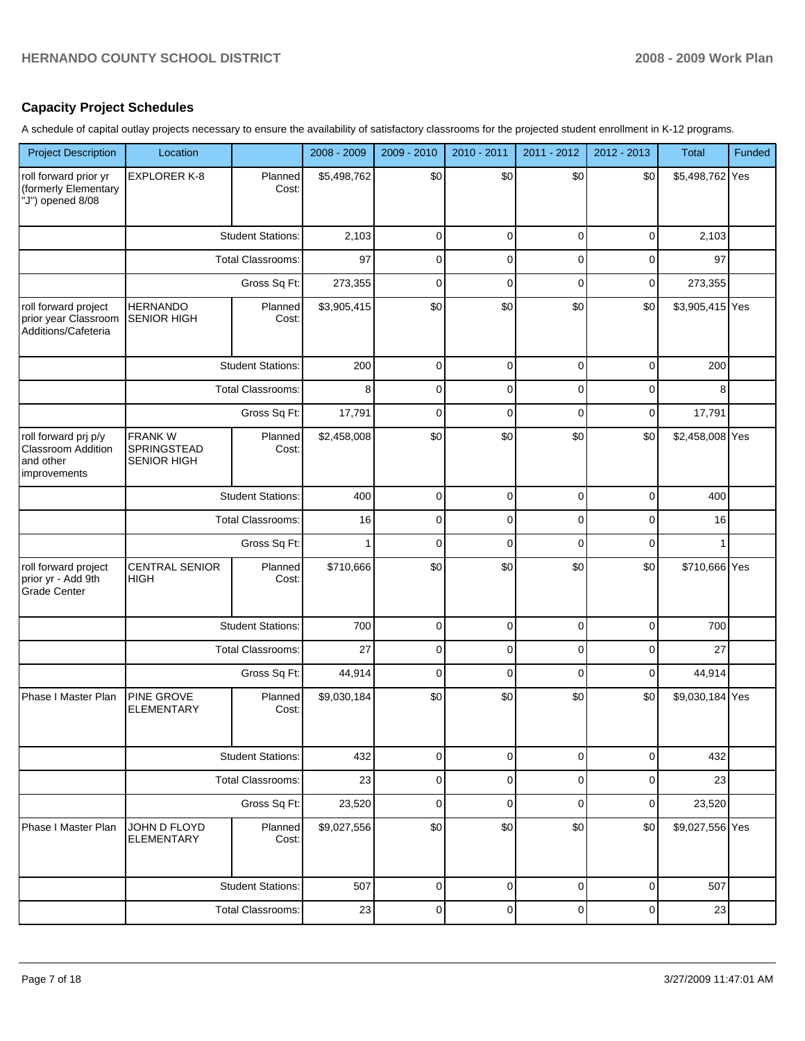## Capacity Project Schedules

A schedule of capital outlay projects necessary to ensure the availability of satisfactory classrooms for the projected student enrollment in K-12 programs.

| Project Description | Location | | 2008 - 2009 | 2009 - 2010 | 2010 - 2011 | 2011 - 2012 | 2012 - 2013 | Total | Funded |
|---|---|---|---|---|---|---|---|---|---|
| roll forward prior yr (formerly Elementary "J") opened 8/08 | EXPLORER K-8 | Planned Cost: | $5,498,762 | $0 | $0 | $0 | $0 | $5,498,762 | Yes |
| | | Student Stations: | 2,103 | 0 | 0 | 0 | 0 | 2,103 | |
| | | Total Classrooms: | 97 | 0 | 0 | 0 | 0 | 97 | |
| | | Gross Sq Ft: | 273,355 | 0 | 0 | 0 | 0 | 273,355 | |
| roll forward project prior year Classroom Additions/Cafeteria | HERNANDO SENIOR HIGH | Planned Cost: | $3,905,415 | $0 | $0 | $0 | $0 | $3,905,415 | Yes |
| | | Student Stations: | 200 | 0 | 0 | 0 | 0 | 200 | |
| | | Total Classrooms: | 8 | 0 | 0 | 0 | 0 | 8 | |
| | | Gross Sq Ft: | 17,791 | 0 | 0 | 0 | 0 | 17,791 | |
| roll forward prj p/y Classroom Addition and other improvements | FRANK W SPRINGSTEAD SENIOR HIGH | Planned Cost: | $2,458,008 | $0 | $0 | $0 | $0 | $2,458,008 | Yes |
| | | Student Stations: | 400 | 0 | 0 | 0 | 0 | 400 | |
| | | Total Classrooms: | 16 | 0 | 0 | 0 | 0 | 16 | |
| | | Gross Sq Ft: | 1 | 0 | 0 | 0 | 0 | 1 | |
| roll forward project prior yr - Add 9th Grade Center | CENTRAL SENIOR HIGH | Planned Cost: | $710,666 | $0 | $0 | $0 | $0 | $710,666 | Yes |
| | | Student Stations: | 700 | 0 | 0 | 0 | 0 | 700 | |
| | | Total Classrooms: | 27 | 0 | 0 | 0 | 0 | 27 | |
| | | Gross Sq Ft: | 44,914 | 0 | 0 | 0 | 0 | 44,914 | |
| Phase I Master Plan | PINE GROVE ELEMENTARY | Planned Cost: | $9,030,184 | $0 | $0 | $0 | $0 | $9,030,184 | Yes |
| | | Student Stations: | 432 | 0 | 0 | 0 | 0 | 432 | |
| | | Total Classrooms: | 23 | 0 | 0 | 0 | 0 | 23 | |
| | | Gross Sq Ft: | 23,520 | 0 | 0 | 0 | 0 | 23,520 | |
| Phase I Master Plan | JOHN D FLOYD ELEMENTARY | Planned Cost: | $9,027,556 | $0 | $0 | $0 | $0 | $9,027,556 | Yes |
| | | Student Stations: | 507 | 0 | 0 | 0 | 0 | 507 | |
| | | Total Classrooms: | 23 | 0 | 0 | 0 | 0 | 23 | |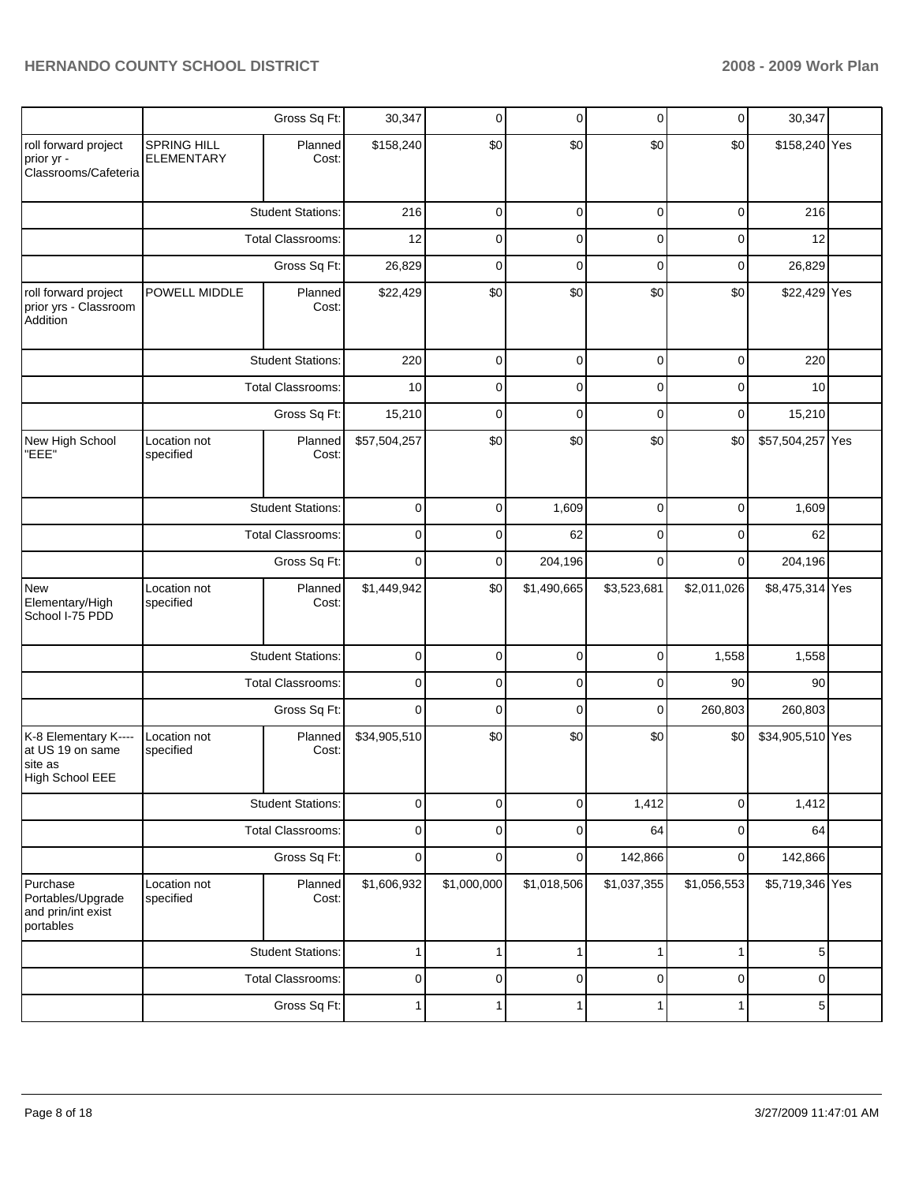| | | | | | | | | | |
|---|---|---|---|---|---|---|---|---|---|
| | | Gross Sq Ft: | 30,347 | 0 | 0 | 0 | 0 | 30,347 | |
| roll forward project prior yr - Classrooms/Cafeteria | SPRING HILL ELEMENTARY | Planned Cost: | $158,240 | $0 | $0 | $0 | $0 | $158,240 | Yes |
| | | Student Stations: | 216 | 0 | 0 | 0 | 0 | 216 | |
| | | Total Classrooms: | 12 | 0 | 0 | 0 | 0 | 12 | |
| | | Gross Sq Ft: | 26,829 | 0 | 0 | 0 | 0 | 26,829 | |
| roll forward project prior yrs - Classroom Addition | POWELL MIDDLE | Planned Cost: | $22,429 | $0 | $0 | $0 | $0 | $22,429 | Yes |
| | | Student Stations: | 220 | 0 | 0 | 0 | 0 | 220 | |
| | | Total Classrooms: | 10 | 0 | 0 | 0 | 0 | 10 | |
| | | Gross Sq Ft: | 15,210 | 0 | 0 | 0 | 0 | 15,210 | |
| New High School "EEE" | Location not specified | Planned Cost: | $57,504,257 | $0 | $0 | $0 | $0 | $57,504,257 | Yes |
| | | Student Stations: | 0 | 0 | 1,609 | 0 | 0 | 1,609 | |
| | | Total Classrooms: | 0 | 0 | 62 | 0 | 0 | 62 | |
| | | Gross Sq Ft: | 0 | 0 | 204,196 | 0 | 0 | 204,196 | |
| New Elementary/High School I-75 PDD | Location not specified | Planned Cost: | $1,449,942 | $0 | $1,490,665 | $3,523,681 | $2,011,026 | $8,475,314 | Yes |
| | | Student Stations: | 0 | 0 | 0 | 0 | 1,558 | 1,558 | |
| | | Total Classrooms: | 0 | 0 | 0 | 0 | 90 | 90 | |
| | | Gross Sq Ft: | 0 | 0 | 0 | 0 | 260,803 | 260,803 | |
| K-8 Elementary K---- at US 19 on same site as High School EEE | Location not specified | Planned Cost: | $34,905,510 | $0 | $0 | $0 | $0 | $34,905,510 | Yes |
| | | Student Stations: | 0 | 0 | 0 | 1,412 | 0 | 1,412 | |
| | | Total Classrooms: | 0 | 0 | 0 | 64 | 0 | 64 | |
| | | Gross Sq Ft: | 0 | 0 | 0 | 142,866 | 0 | 142,866 | |
| Purchase Portables/Upgrade and prin/int exist portables | Location not specified | Planned Cost: | $1,606,932 | $1,000,000 | $1,018,506 | $1,037,355 | $1,056,553 | $5,719,346 | Yes |
| | | Student Stations: | 1 | 1 | 1 | 1 | 1 | 5 | |
| | | Total Classrooms: | 0 | 0 | 0 | 0 | 0 | 0 | |
| | | Gross Sq Ft: | 1 | 1 | 1 | 1 | 1 | 5 | |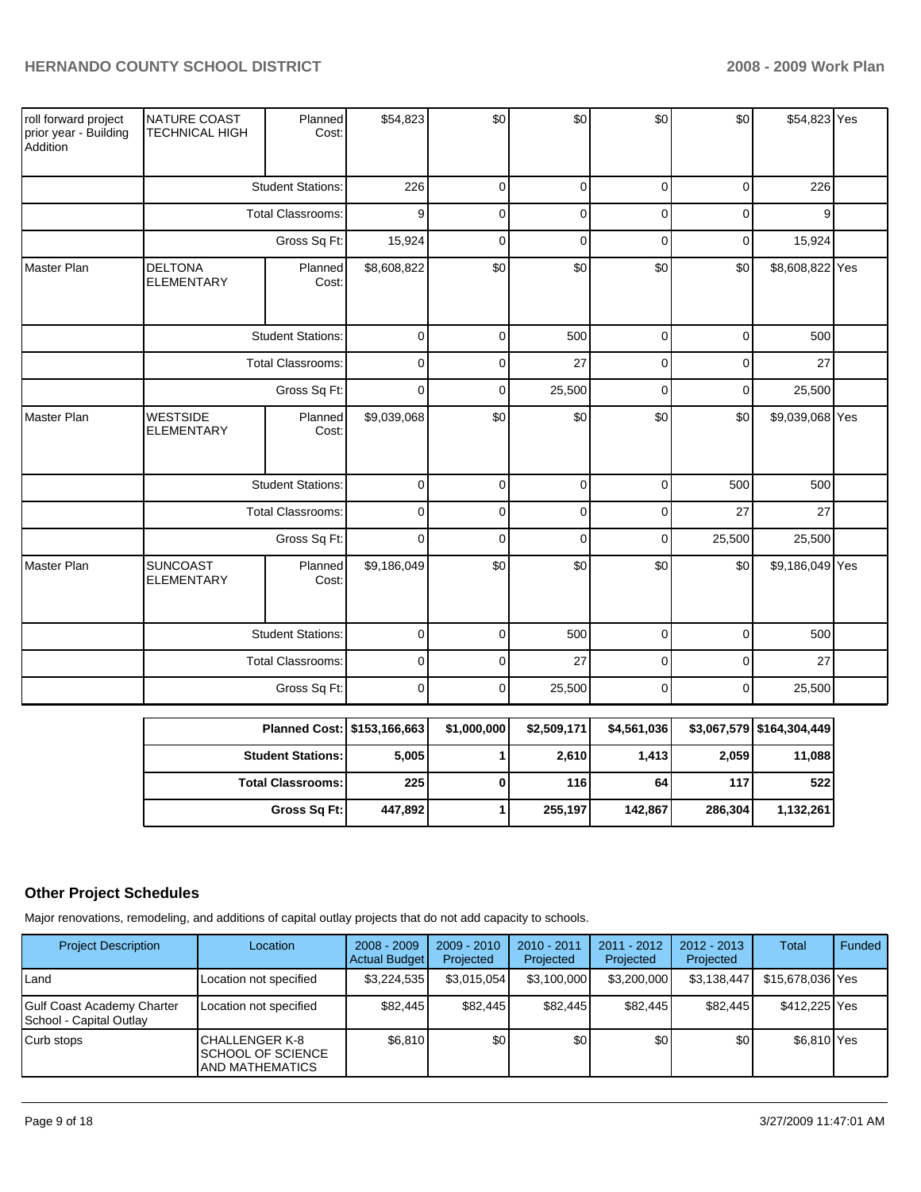| | | | | | | | | | |
|---|---|---|---|---|---|---|---|---|---|
| roll forward project prior year - Building Addition | NATURE COAST TECHNICAL HIGH | Planned Cost: | $54,823 | $0 | $0 | $0 | $0 | $54,823 | Yes |
| | | Student Stations: | 226 | 0 | 0 | 0 | 0 | 226 | |
| | | Total Classrooms: | 9 | 0 | 0 | 0 | 0 | 9 | |
| | | Gross Sq Ft: | 15,924 | 0 | 0 | 0 | 0 | 15,924 | |
| Master Plan | DELTONA ELEMENTARY | Planned Cost: | $8,608,822 | $0 | $0 | $0 | $0 | $8,608,822 | Yes |
| | | Student Stations: | 0 | 0 | 500 | 0 | 0 | 500 | |
| | | Total Classrooms: | 0 | 0 | 27 | 0 | 0 | 27 | |
| | | Gross Sq Ft: | 0 | 0 | 25,500 | 0 | 0 | 25,500 | |
| Master Plan | WESTSIDE ELEMENTARY | Planned Cost: | $9,039,068 | $0 | $0 | $0 | $0 | $9,039,068 | Yes |
| | | Student Stations: | 0 | 0 | 0 | 0 | 500 | 500 | |
| | | Total Classrooms: | 0 | 0 | 0 | 0 | 27 | 27 | |
| | | Gross Sq Ft: | 0 | 0 | 0 | 0 | 25,500 | 25,500 | |
| Master Plan | SUNCOAST ELEMENTARY | Planned Cost: | $9,186,049 | $0 | $0 | $0 | $0 | $9,186,049 | Yes |
| | | Student Stations: | 0 | 0 | 500 | 0 | 0 | 500 | |
| | | Total Classrooms: | 0 | 0 | 27 | 0 | 0 | 27 | |
| | | Gross Sq Ft: | 0 | 0 | 25,500 | 0 | 0 | 25,500 | |

| | | | | | | |
|---|---|---|---|---|---|---|
| **Planned Cost:** | **$153,166,663** | **$1,000,000** | **$2,509,171** | **$4,561,036** | **$3,067,579** | **$164,304,449** |
| **Student Stations:** | **5,005** | **1** | **2,610** | **1,413** | **2,059** | **11,088** |
| **Total Classrooms:** | **225** | **0** | **116** | **64** | **117** | **522** |
| **Gross Sq Ft:** | **447,892** | **1** | **255,197** | **142,867** | **286,304** | **1,132,261** |

## Other Project Schedules

Major renovations, remodeling, and additions of capital outlay projects that do not add capacity to schools.

| Project Description | Location | 2008 - 2009 Actual Budget | 2009 - 2010 Projected | 2010 - 2011 Projected | 2011 - 2012 Projected | 2012 - 2013 Projected | Total | Funded |
|---|---|---|---|---|---|---|---|---|
| Land | Location not specified | $3,224,535 | $3,015,054 | $3,100,000 | $3,200,000 | $3,138,447 | $15,678,036 | Yes |
| Gulf Coast Academy Charter School - Capital Outlay | Location not specified | $82,445 | $82,445 | $82,445 | $82,445 | $82,445 | $412,225 | Yes |
| Curb stops | CHALLENGER K-8 SCHOOL OF SCIENCE AND MATHEMATICS | $6,810 | $0 | $0 | $0 | $0 | $6,810 | Yes |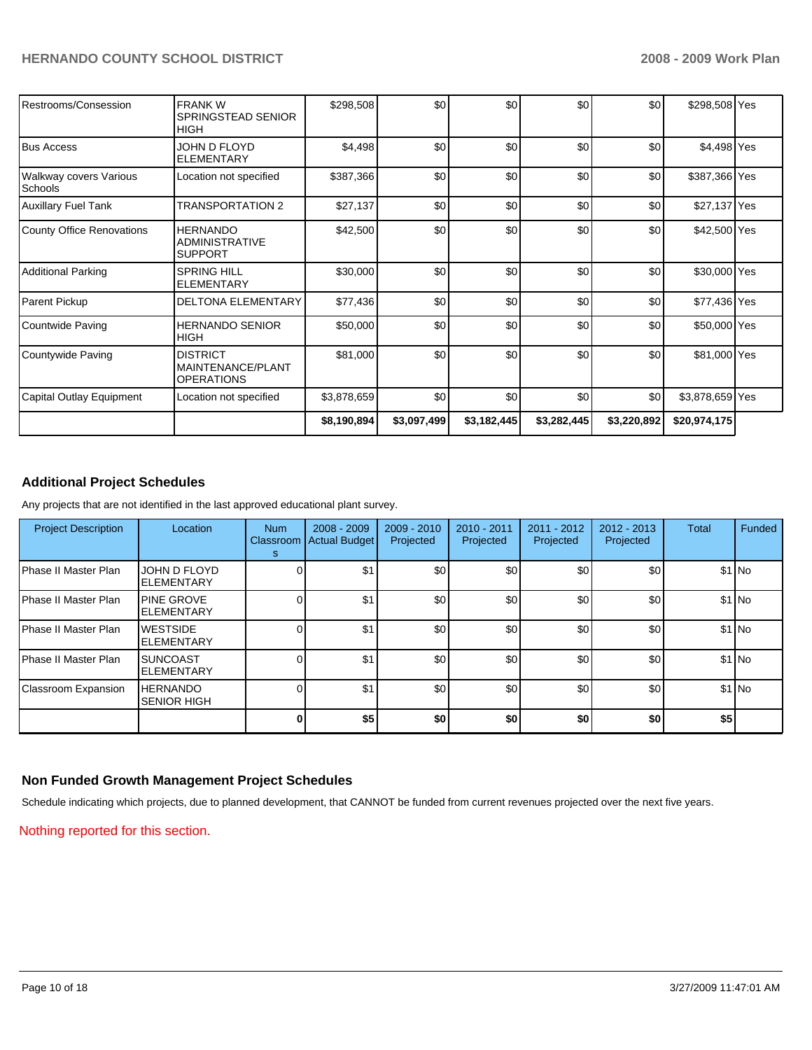| | | | | | | | | |
|---|---|---|---|---|---|---|---|---|
| Restrooms/Consession | FRANK W SPRINGSTEAD SENIOR HIGH | $298,508 | $0 | $0 | $0 | $0 | $298,508 | Yes |
| Bus Access | JOHN D FLOYD ELEMENTARY | $4,498 | $0 | $0 | $0 | $0 | $4,498 | Yes |
| Walkway covers Various Schools | Location not specified | $387,366 | $0 | $0 | $0 | $0 | $387,366 | Yes |
| Auxillary Fuel Tank | TRANSPORTATION 2 | $27,137 | $0 | $0 | $0 | $0 | $27,137 | Yes |
| County Office Renovations | HERNANDO ADMINISTRATIVE SUPPORT | $42,500 | $0 | $0 | $0 | $0 | $42,500 | Yes |
| Additional Parking | SPRING HILL ELEMENTARY | $30,000 | $0 | $0 | $0 | $0 | $30,000 | Yes |
| Parent Pickup | DELTONA ELEMENTARY | $77,436 | $0 | $0 | $0 | $0 | $77,436 | Yes |
| Countwide Paving | HERNANDO SENIOR HIGH | $50,000 | $0 | $0 | $0 | $0 | $50,000 | Yes |
| Countywide Paving | DISTRICT MAINTENANCE/PLANT OPERATIONS | $81,000 | $0 | $0 | $0 | $0 | $81,000 | Yes |
| Capital Outlay Equipment | Location not specified | $3,878,659 | $0 | $0 | $0 | $0 | $3,878,659 | Yes |
| | | **$8,190,894** | **$3,097,499** | **$3,182,445** | **$3,282,445** | **$3,220,892** | **$20,974,175** | |

## Additional Project Schedules

Any projects that are not identified in the last approved educational plant survey.

| Project Description | Location | Num Classrooms | 2008 - 2009 Actual Budget | 2009 - 2010 Projected | 2010 - 2011 Projected | 2011 - 2012 Projected | 2012 - 2013 Projected | Total | Funded |
|---|---|---|---|---|---|---|---|---|---|
| Phase II Master Plan | JOHN D FLOYD ELEMENTARY | 0 | $1 | $0 | $0 | $0 | $0 | $1 | No |
| Phase II Master Plan | PINE GROVE ELEMENTARY | 0 | $1 | $0 | $0 | $0 | $0 | $1 | No |
| Phase II Master Plan | WESTSIDE ELEMENTARY | 0 | $1 | $0 | $0 | $0 | $0 | $1 | No |
| Phase II Master Plan | SUNCOAST ELEMENTARY | 0 | $1 | $0 | $0 | $0 | $0 | $1 | No |
| Classroom Expansion | HERNANDO SENIOR HIGH | 0 | $1 | $0 | $0 | $0 | $0 | $1 | No |
| | | **0** | **$5** | **$0** | **$0** | **$0** | **$0** | **$5** | |

## Non Funded Growth Management Project Schedules

Schedule indicating which projects, due to planned development, that CANNOT be funded from current revenues projected over the next five years.

Nothing reported for this section.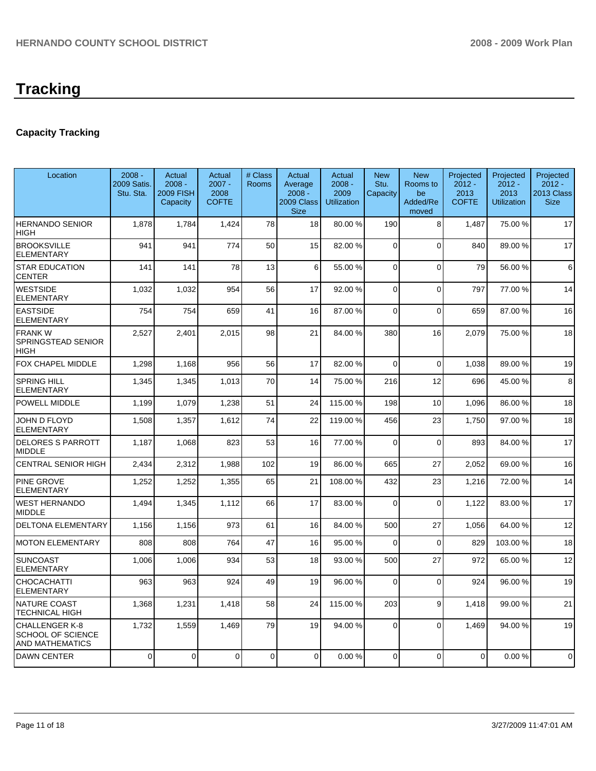# Tracking

## Capacity Tracking

| Location | 2008 - 2009 Satis. Stu. Sta. | Actual 2008 - 2009 FISH Capacity | Actual 2007 - 2008 COFTE | # Class Rooms | Actual Average 2008 - 2009 Class Size | Actual 2008 - 2009 Utilization | New Stu. Capacity | New Rooms to be Added/Removed | Projected 2012 - 2013 COFTE | Projected 2012 - 2013 Utilization | Projected 2012 - 2013 Class Size |
|---|---|---|---|---|---|---|---|---|---|---|---|
| HERNANDO SENIOR HIGH | 1,878 | 1,784 | 1,424 | 78 | 18 | 80.00 % | 190 | 8 | 1,487 | 75.00 % | 17 |
| BROOKSVILLE ELEMENTARY | 941 | 941 | 774 | 50 | 15 | 82.00 % | 0 | 0 | 840 | 89.00 % | 17 |
| STAR EDUCATION CENTER | 141 | 141 | 78 | 13 | 6 | 55.00 % | 0 | 0 | 79 | 56.00 % | 6 |
| WESTSIDE ELEMENTARY | 1,032 | 1,032 | 954 | 56 | 17 | 92.00 % | 0 | 0 | 797 | 77.00 % | 14 |
| EASTSIDE ELEMENTARY | 754 | 754 | 659 | 41 | 16 | 87.00 % | 0 | 0 | 659 | 87.00 % | 16 |
| FRANK W SPRINGSTEAD SENIOR HIGH | 2,527 | 2,401 | 2,015 | 98 | 21 | 84.00 % | 380 | 16 | 2,079 | 75.00 % | 18 |
| FOX CHAPEL MIDDLE | 1,298 | 1,168 | 956 | 56 | 17 | 82.00 % | 0 | 0 | 1,038 | 89.00 % | 19 |
| SPRING HILL ELEMENTARY | 1,345 | 1,345 | 1,013 | 70 | 14 | 75.00 % | 216 | 12 | 696 | 45.00 % | 8 |
| POWELL MIDDLE | 1,199 | 1,079 | 1,238 | 51 | 24 | 115.00 % | 198 | 10 | 1,096 | 86.00 % | 18 |
| JOHN D FLOYD ELEMENTARY | 1,508 | 1,357 | 1,612 | 74 | 22 | 119.00 % | 456 | 23 | 1,750 | 97.00 % | 18 |
| DELORES S PARROTT MIDDLE | 1,187 | 1,068 | 823 | 53 | 16 | 77.00 % | 0 | 0 | 893 | 84.00 % | 17 |
| CENTRAL SENIOR HIGH | 2,434 | 2,312 | 1,988 | 102 | 19 | 86.00 % | 665 | 27 | 2,052 | 69.00 % | 16 |
| PINE GROVE ELEMENTARY | 1,252 | 1,252 | 1,355 | 65 | 21 | 108.00 % | 432 | 23 | 1,216 | 72.00 % | 14 |
| WEST HERNANDO MIDDLE | 1,494 | 1,345 | 1,112 | 66 | 17 | 83.00 % | 0 | 0 | 1,122 | 83.00 % | 17 |
| DELTONA ELEMENTARY | 1,156 | 1,156 | 973 | 61 | 16 | 84.00 % | 500 | 27 | 1,056 | 64.00 % | 12 |
| MOTON ELEMENTARY | 808 | 808 | 764 | 47 | 16 | 95.00 % | 0 | 0 | 829 | 103.00 % | 18 |
| SUNCOAST ELEMENTARY | 1,006 | 1,006 | 934 | 53 | 18 | 93.00 % | 500 | 27 | 972 | 65.00 % | 12 |
| CHOCACHATTI ELEMENTARY | 963 | 963 | 924 | 49 | 19 | 96.00 % | 0 | 0 | 924 | 96.00 % | 19 |
| NATURE COAST TECHNICAL HIGH | 1,368 | 1,231 | 1,418 | 58 | 24 | 115.00 % | 203 | 9 | 1,418 | 99.00 % | 21 |
| CHALLENGER K-8 SCHOOL OF SCIENCE AND MATHEMATICS | 1,732 | 1,559 | 1,469 | 79 | 19 | 94.00 % | 0 | 0 | 1,469 | 94.00 % | 19 |
| DAWN CENTER | 0 | 0 | 0 | 0 | 0 | 0.00 % | 0 | 0 | 0 | 0.00 % | 0 |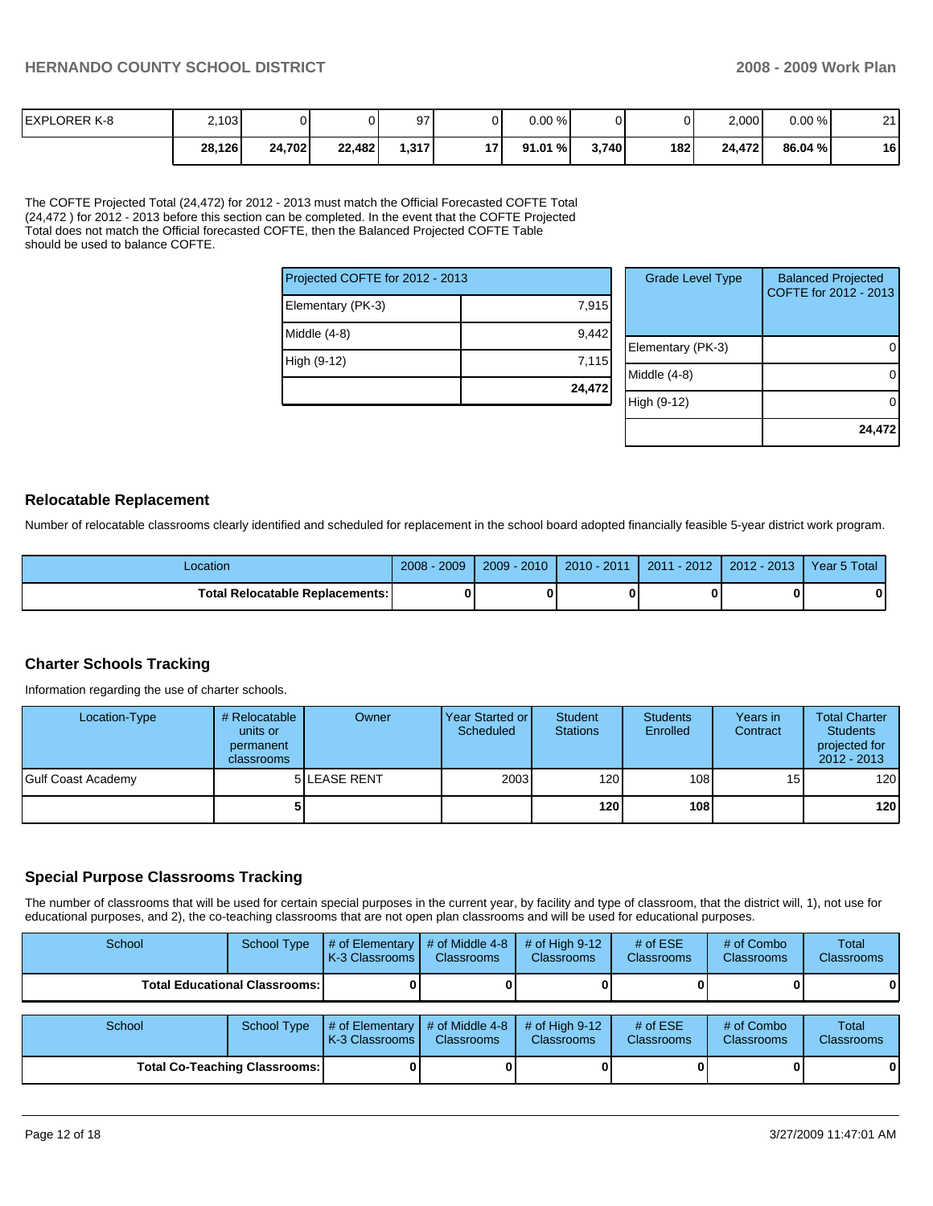| EXPLORER K-8 | 2,103 | 0 | 0 | 97 | 0 | 0.00 % | 0 | 0 | 2,000 | 0.00 % | 21 |
|---|---|---|---|---|---|---|---|---|---|---|---|
| | **28,126** | **24,702** | **22,482** | **1,317** | **17** | **91.01 %** | **3,740** | **182** | **24,472** | **86.04 %** | **16** |

The COFTE Projected Total (24,472) for 2012 - 2013 must match the Official Forecasted COFTE Total (24,472 ) for 2012 - 2013 before this section can be completed. In the event that the COFTE Projected Total does not match the Official forecasted COFTE, then the Balanced Projected COFTE Table should be used to balance COFTE.

| Projected COFTE for 2012 - 2013 | |
|---|---|
| Elementary (PK-3) | 7,915 |
| Middle (4-8) | 9,442 |
| High (9-12) | 7,115 |
| | **24,472** |

| Grade Level Type | Balanced Projected COFTE for 2012 - 2013 |
|---|---|
| Elementary (PK-3) | 0 |
| Middle (4-8) | 0 |
| High (9-12) | 0 |
| | **24,472** |

## Relocatable Replacement

Number of relocatable classrooms clearly identified and scheduled for replacement in the school board adopted financially feasible 5-year district work program.

| Location | 2008 - 2009 | 2009 - 2010 | 2010 - 2011 | 2011 - 2012 | 2012 - 2013 | Year 5 Total |
|---|---|---|---|---|---|---|
| **Total Relocatable Replacements:** | **0** | **0** | **0** | **0** | **0** | **0** |

## Charter Schools Tracking

Information regarding the use of charter schools.

| Location-Type | # Relocatable units or permanent classrooms | Owner | Year Started or Scheduled | Student Stations | Students Enrolled | Years in Contract | Total Charter Students projected for 2012 - 2013 |
|---|---|---|---|---|---|---|---|
| Gulf Coast Academy | 5 | LEASE RENT | 2003 | 120 | 108 | 15 | 120 |
| | **5** | | | **120** | **108** | | **120** |

## Special Purpose Classrooms Tracking

The number of classrooms that will be used for certain special purposes in the current year, by facility and type of classroom, that the district will, 1), not use for educational purposes, and 2), the co-teaching classrooms that are not open plan classrooms and will be used for educational purposes.

| School | School Type | # of Elementary K-3 Classrooms | # of Middle 4-8 Classrooms | # of High 9-12 Classrooms | # of ESE Classrooms | # of Combo Classrooms | Total Classrooms |
|---|---|---|---|---|---|---|---|
| **Total Educational Classrooms:** | | **0** | **0** | **0** | **0** | **0** | **0** |

| School | School Type | # of Elementary K-3 Classrooms | # of Middle 4-8 Classrooms | # of High 9-12 Classrooms | # of ESE Classrooms | # of Combo Classrooms | Total Classrooms |
|---|---|---|---|---|---|---|---|
| **Total Co-Teaching Classrooms:** | | **0** | **0** | **0** | **0** | **0** | **0** |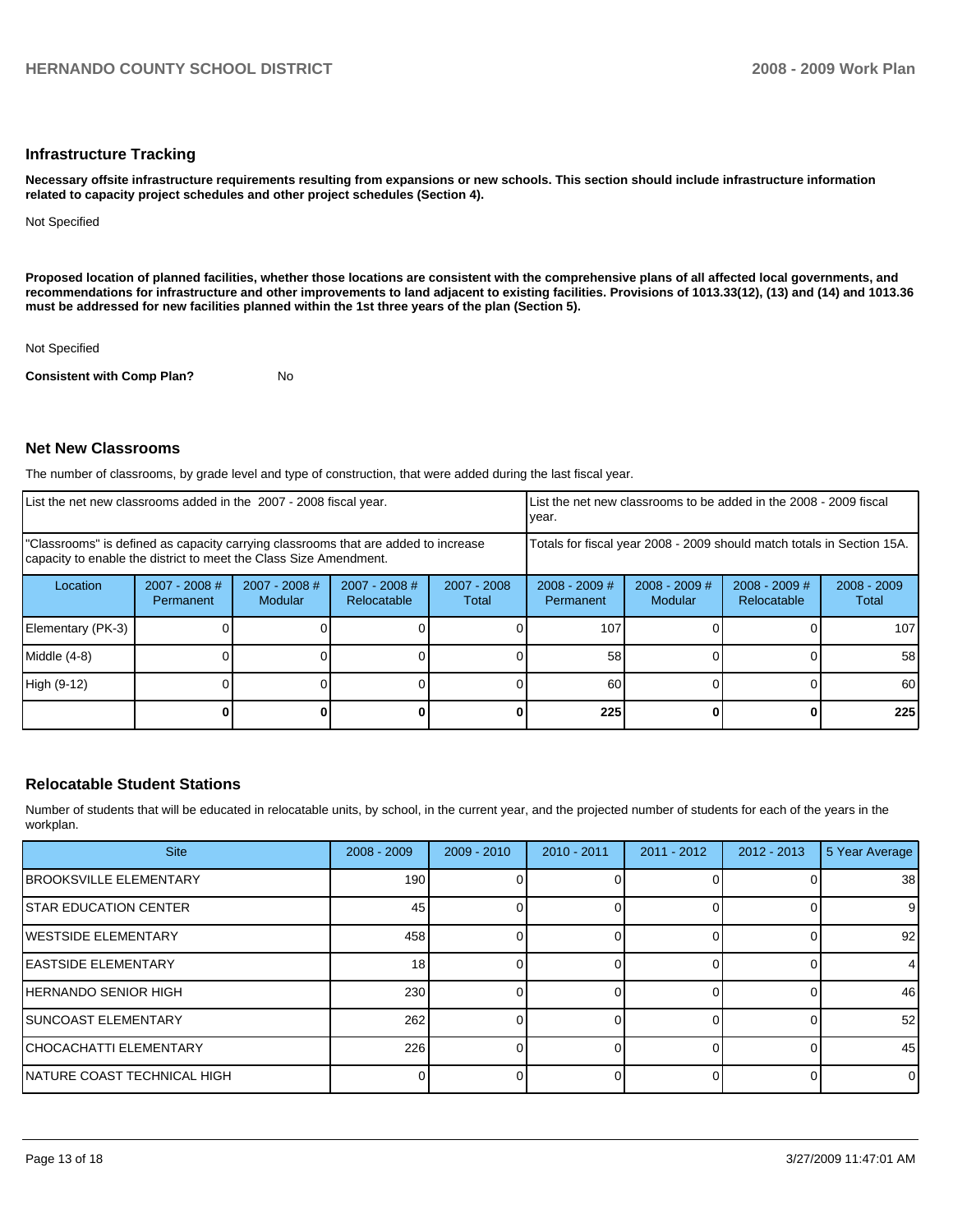## Infrastructure Tracking

**Necessary offsite infrastructure requirements resulting from expansions or new schools. This section should include infrastructure information related to capacity project schedules and other project schedules (Section 4).**

Not Specified

**Proposed location of planned facilities, whether those locations are consistent with the comprehensive plans of all affected local governments, and recommendations for infrastructure and other improvements to land adjacent to existing facilities. Provisions of 1013.33(12), (13) and (14) and 1013.36 must be addressed for new facilities planned within the 1st three years of the plan (Section 5).**

Not Specified

**Consistent with Comp Plan?** No

## Net New Classrooms

The number of classrooms, by grade level and type of construction, that were added during the last fiscal year.

| List the net new classrooms added in the 2007 - 2008 fiscal year. | | | | | List the net new classrooms to be added in the 2008 - 2009 fiscal year. | | | |
|---|---|---|---|---|---|---|---|---|
| "Classrooms" is defined as capacity carrying classrooms that are added to increase capacity to enable the district to meet the Class Size Amendment. | | | | | Totals for fiscal year 2008 - 2009 should match totals in Section 15A. | | | |
| Location | 2007 - 2008 # Permanent | 2007 - 2008 # Modular | 2007 - 2008 # Relocatable | 2007 - 2008 Total | 2008 - 2009 # Permanent | 2008 - 2009 # Modular | 2008 - 2009 # Relocatable | 2008 - 2009 Total |
| Elementary (PK-3) | 0 | 0 | 0 | 0 | 107 | 0 | 0 | 107 |
| Middle (4-8) | 0 | 0 | 0 | 0 | 58 | 0 | 0 | 58 |
| High (9-12) | 0 | 0 | 0 | 0 | 60 | 0 | 0 | 60 |
| | **0** | **0** | **0** | **0** | **225** | **0** | **0** | **225** |

## Relocatable Student Stations

Number of students that will be educated in relocatable units, by school, in the current year, and the projected number of students for each of the years in the workplan.

| Site | 2008 - 2009 | 2009 - 2010 | 2010 - 2011 | 2011 - 2012 | 2012 - 2013 | 5 Year Average |
|---|---|---|---|---|---|---|
| BROOKSVILLE ELEMENTARY | 190 | 0 | 0 | 0 | 0 | 38 |
| STAR EDUCATION CENTER | 45 | 0 | 0 | 0 | 0 | 9 |
| WESTSIDE ELEMENTARY | 458 | 0 | 0 | 0 | 0 | 92 |
| EASTSIDE ELEMENTARY | 18 | 0 | 0 | 0 | 0 | 4 |
| HERNANDO SENIOR HIGH | 230 | 0 | 0 | 0 | 0 | 46 |
| SUNCOAST ELEMENTARY | 262 | 0 | 0 | 0 | 0 | 52 |
| CHOCACHATTI ELEMENTARY | 226 | 0 | 0 | 0 | 0 | 45 |
| NATURE COAST TECHNICAL HIGH | 0 | 0 | 0 | 0 | 0 | 0 |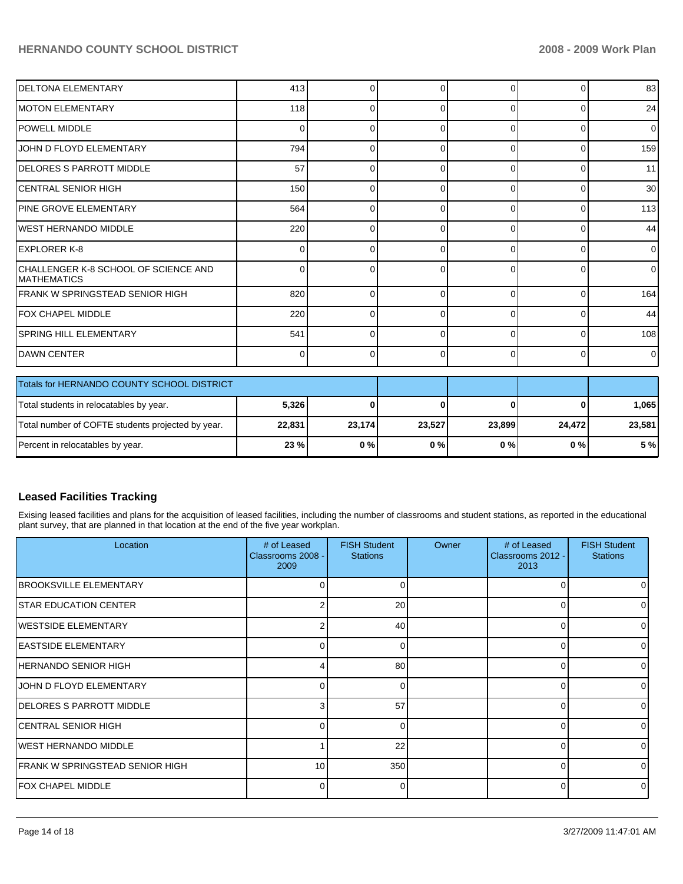| | | | | | | |
|---|---|---|---|---|---|---|
| DELTONA ELEMENTARY | 413 | 0 | 0 | 0 | 0 | 83 |
| MOTON ELEMENTARY | 118 | 0 | 0 | 0 | 0 | 24 |
| POWELL MIDDLE | 0 | 0 | 0 | 0 | 0 | 0 |
| JOHN D FLOYD ELEMENTARY | 794 | 0 | 0 | 0 | 0 | 159 |
| DELORES S PARROTT MIDDLE | 57 | 0 | 0 | 0 | 0 | 11 |
| CENTRAL SENIOR HIGH | 150 | 0 | 0 | 0 | 0 | 30 |
| PINE GROVE ELEMENTARY | 564 | 0 | 0 | 0 | 0 | 113 |
| WEST HERNANDO MIDDLE | 220 | 0 | 0 | 0 | 0 | 44 |
| EXPLORER K-8 | 0 | 0 | 0 | 0 | 0 | 0 |
| CHALLENGER K-8 SCHOOL OF SCIENCE AND MATHEMATICS | 0 | 0 | 0 | 0 | 0 | 0 |
| FRANK W SPRINGSTEAD SENIOR HIGH | 820 | 0 | 0 | 0 | 0 | 164 |
| FOX CHAPEL MIDDLE | 220 | 0 | 0 | 0 | 0 | 44 |
| SPRING HILL ELEMENTARY | 541 | 0 | 0 | 0 | 0 | 108 |
| DAWN CENTER | 0 | 0 | 0 | 0 | 0 | 0 |

| Totals for HERNANDO COUNTY SCHOOL DISTRICT | | | | | | |
|---|---|---|---|---|---|---|
| Total students in relocatables by year. | **5,326** | **0** | **0** | **0** | **0** | **1,065** |
| Total number of COFTE students projected by year. | **22,831** | **23,174** | **23,527** | **23,899** | **24,472** | **23,581** |
| Percent in relocatables by year. | **23 %** | **0 %** | **0 %** | **0 %** | **0 %** | **5 %** |

## Leased Facilities Tracking

Exising leased facilities and plans for the acquisition of leased facilities, including the number of classrooms and student stations, as reported in the educational plant survey, that are planned in that location at the end of the five year workplan.

| Location | # of Leased Classrooms 2008 - 2009 | FISH Student Stations | Owner | # of Leased Classrooms 2012 - 2013 | FISH Student Stations |
|---|---|---|---|---|---|
| BROOKSVILLE ELEMENTARY | 0 | 0 | | 0 | 0 |
| STAR EDUCATION CENTER | 2 | 20 | | 0 | 0 |
| WESTSIDE ELEMENTARY | 2 | 40 | | 0 | 0 |
| EASTSIDE ELEMENTARY | 0 | 0 | | 0 | 0 |
| HERNANDO SENIOR HIGH | 4 | 80 | | 0 | 0 |
| JOHN D FLOYD ELEMENTARY | 0 | 0 | | 0 | 0 |
| DELORES S PARROTT MIDDLE | 3 | 57 | | 0 | 0 |
| CENTRAL SENIOR HIGH | 0 | 0 | | 0 | 0 |
| WEST HERNANDO MIDDLE | 1 | 22 | | 0 | 0 |
| FRANK W SPRINGSTEAD SENIOR HIGH | 10 | 350 | | 0 | 0 |
| FOX CHAPEL MIDDLE | 0 | 0 | | 0 | 0 |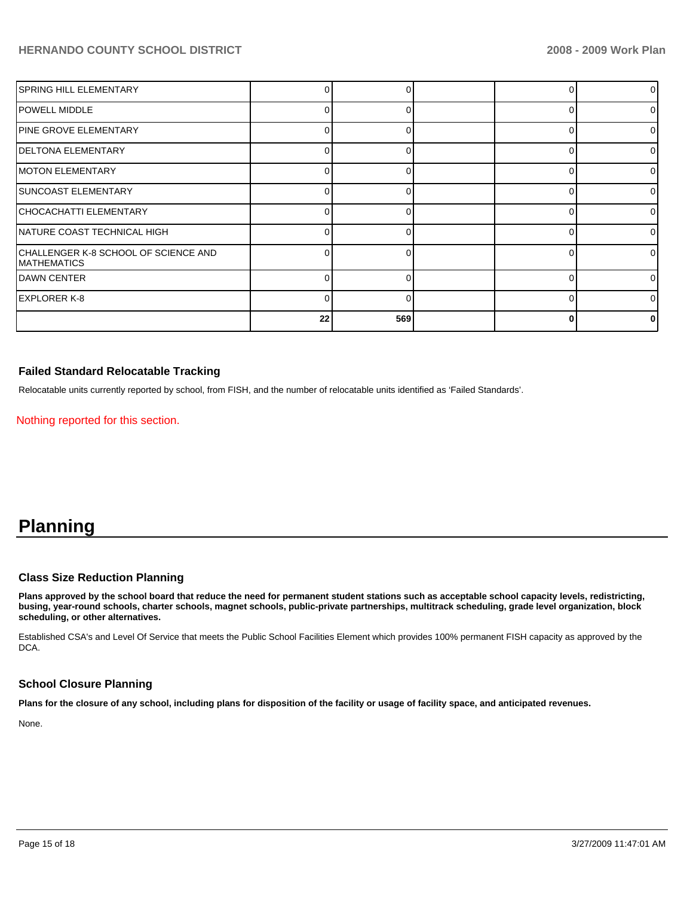| | | | | | |
|---|---|---|---|---|---|
| SPRING HILL ELEMENTARY | 0 | 0 | | 0 | 0 |
| POWELL MIDDLE | 0 | 0 | | 0 | 0 |
| PINE GROVE ELEMENTARY | 0 | 0 | | 0 | 0 |
| DELTONA ELEMENTARY | 0 | 0 | | 0 | 0 |
| MOTON ELEMENTARY | 0 | 0 | | 0 | 0 |
| SUNCOAST ELEMENTARY | 0 | 0 | | 0 | 0 |
| CHOCACHATTI ELEMENTARY | 0 | 0 | | 0 | 0 |
| NATURE COAST TECHNICAL HIGH | 0 | 0 | | 0 | 0 |
| CHALLENGER K-8 SCHOOL OF SCIENCE AND MATHEMATICS | 0 | 0 | | 0 | 0 |
| DAWN CENTER | 0 | 0 | | 0 | 0 |
| EXPLORER K-8 | 0 | 0 | | 0 | 0 |
| | 22 | 569 | | 0 | 0 |

### Failed Standard Relocatable Tracking

Relocatable units currently reported by school, from FISH, and the number of relocatable units identified as 'Failed Standards'.

Nothing reported for this section.

# Planning

### Class Size Reduction Planning

**Plans approved by the school board that reduce the need for permanent student stations such as acceptable school capacity levels, redistricting, busing, year-round schools, charter schools, magnet schools, public-private partnerships, multitrack scheduling, grade level organization, block scheduling, or other alternatives.**

Established CSA's and Level Of Service that meets the Public School Facilities Element which provides 100% permanent FISH capacity as approved by the DCA.

### School Closure Planning

**Plans for the closure of any school, including plans for disposition of the facility or usage of facility space, and anticipated revenues.**

None.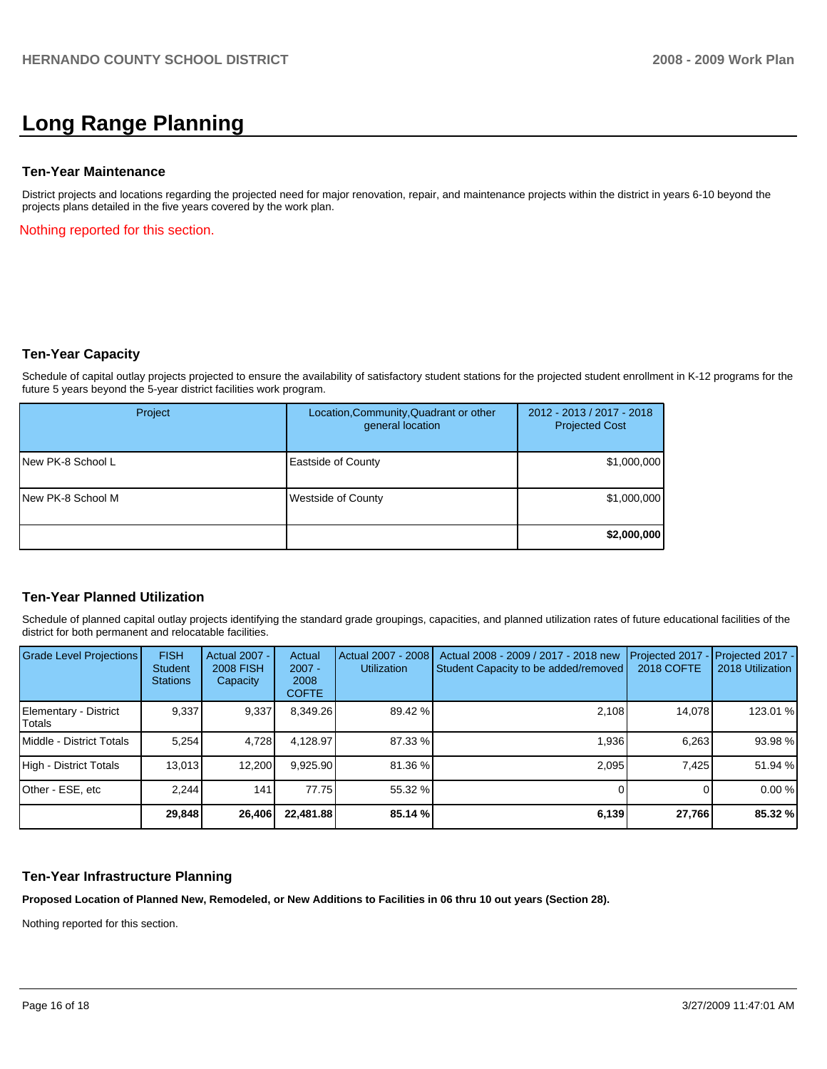# Long Range Planning

### Ten-Year Maintenance

District projects and locations regarding the projected need for major renovation, repair, and maintenance projects within the district in years 6-10 beyond the projects plans detailed in the five years covered by the work plan.

Nothing reported for this section.

### Ten-Year Capacity

Schedule of capital outlay projects projected to ensure the availability of satisfactory student stations for the projected student enrollment in K-12 programs for the future 5 years beyond the 5-year district facilities work program.

| Project | Location,Community,Quadrant or other general location | 2012 - 2013 / 2017 - 2018 Projected Cost |
|---|---|---|
| New PK-8 School L | Eastside of County | $1,000,000 |
| New PK-8 School M | Westside of County | $1,000,000 |
| | | **$2,000,000** |

### Ten-Year Planned Utilization

Schedule of planned capital outlay projects identifying the standard grade groupings, capacities, and planned utilization rates of future educational facilities of the district for both permanent and relocatable facilities.

| Grade Level Projections | FISH Student Stations | Actual 2007 - 2008 FISH Capacity | Actual 2007 - 2008 COFTE | Actual 2007 - 2008 Utilization | Actual 2008 - 2009 / 2017 - 2018 new Student Capacity to be added/removed | Projected 2017 - 2018 COFTE | Projected 2017 - 2018 Utilization |
|---|---|---|---|---|---|---|---|
| Elementary - District Totals | 9,337 | 9,337 | 8,349.26 | 89.42 % | 2,108 | 14,078 | 123.01 % |
| Middle - District Totals | 5,254 | 4,728 | 4,128.97 | 87.33 % | 1,936 | 6,263 | 93.98 % |
| High - District Totals | 13,013 | 12,200 | 9,925.90 | 81.36 % | 2,095 | 7,425 | 51.94 % |
| Other - ESE, etc | 2,244 | 141 | 77.75 | 55.32 % | 0 | 0 | 0.00 % |
| | **29,848** | **26,406** | **22,481.88** | **85.14 %** | **6,139** | **27,766** | **85.32 %** |

### Ten-Year Infrastructure Planning

**Proposed Location of Planned New, Remodeled, or New Additions to Facilities in 06 thru 10 out years (Section 28).**

Nothing reported for this section.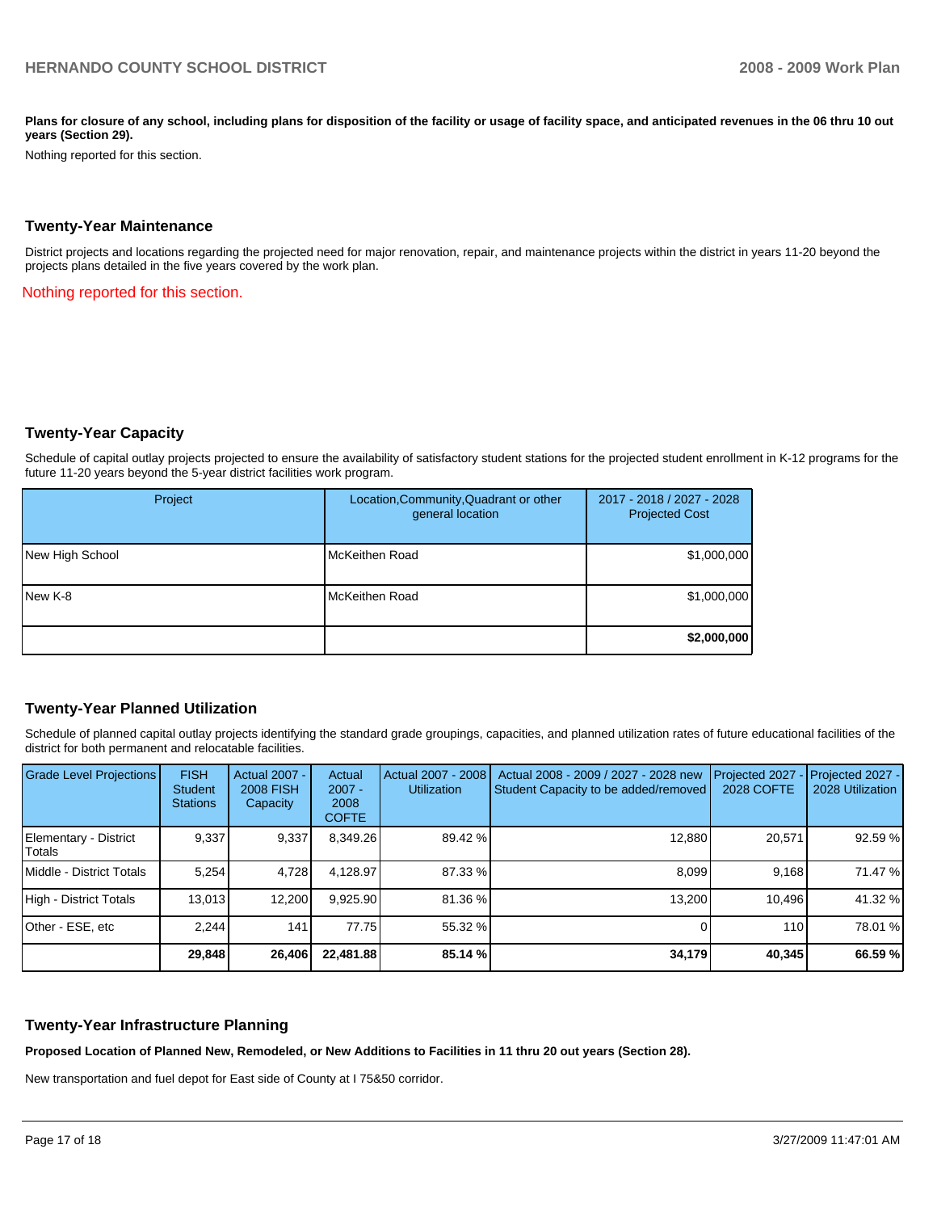**Plans for closure of any school, including plans for disposition of the facility or usage of facility space, and anticipated revenues in the 06 thru 10 out years (Section 29).**

Nothing reported for this section.

## Twenty-Year Maintenance

District projects and locations regarding the projected need for major renovation, repair, and maintenance projects within the district in years 11-20 beyond the projects plans detailed in the five years covered by the work plan.

Nothing reported for this section.

## Twenty-Year Capacity

Schedule of capital outlay projects projected to ensure the availability of satisfactory student stations for the projected student enrollment in K-12 programs for the future 11-20 years beyond the 5-year district facilities work program.

| Project | Location,Community,Quadrant or other general location | 2017 - 2018 / 2027 - 2028 Projected Cost |
|---|---|---|
| New High School | McKeithen Road | $1,000,000 |
| New K-8 | McKeithen Road | $1,000,000 |
| | | **$2,000,000** |

## Twenty-Year Planned Utilization

Schedule of planned capital outlay projects identifying the standard grade groupings, capacities, and planned utilization rates of future educational facilities of the district for both permanent and relocatable facilities.

| Grade Level Projections | FISH Student Stations | Actual 2007 - 2008 FISH Capacity | Actual 2007 - 2008 COFTE | Actual 2007 - 2008 Utilization | Actual 2008 - 2009 / 2027 - 2028 new Student Capacity to be added/removed | Projected 2027 - 2028 COFTE | Projected 2027 - 2028 Utilization |
|---|---|---|---|---|---|---|---|
| Elementary - District Totals | 9,337 | 9,337 | 8,349.26 | 89.42 % | 12,880 | 20,571 | 92.59 % |
| Middle - District Totals | 5,254 | 4,728 | 4,128.97 | 87.33 % | 8,099 | 9,168 | 71.47 % |
| High - District Totals | 13,013 | 12,200 | 9,925.90 | 81.36 % | 13,200 | 10,496 | 41.32 % |
| Other - ESE, etc | 2,244 | 141 | 77.75 | 55.32 % | 0 | 110 | 78.01 % |
| | **29,848** | **26,406** | **22,481.88** | **85.14 %** | **34,179** | **40,345** | **66.59 %** |

## Twenty-Year Infrastructure Planning

**Proposed Location of Planned New, Remodeled, or New Additions to Facilities in 11 thru 20 out years (Section 28).**

New transportation and fuel depot for East side of County at I 75&50 corridor.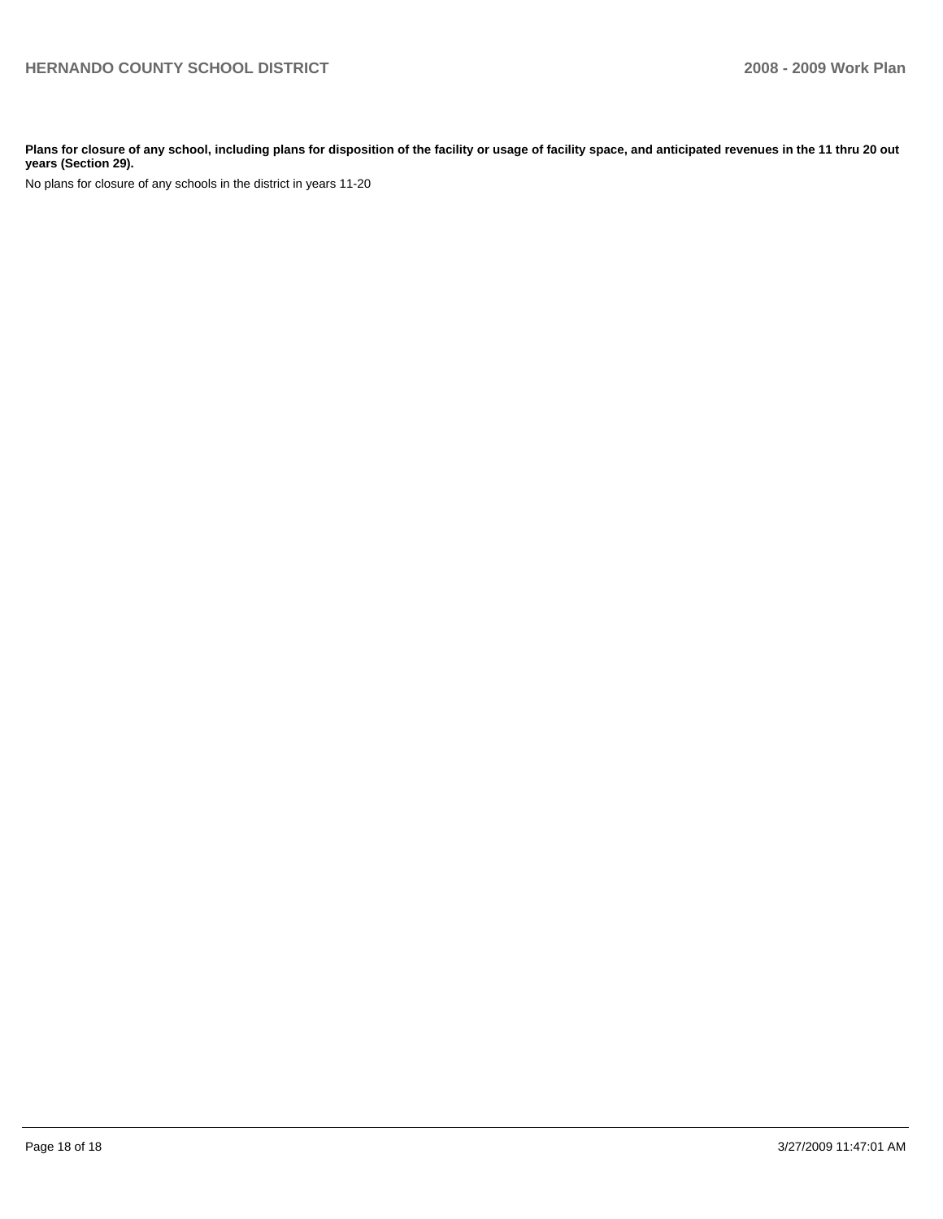**Plans for closure of any school, including plans for disposition of the facility or usage of facility space, and anticipated revenues in the 11 thru 20 out years (Section 29).**

No plans for closure of any schools in the district in years 11-20